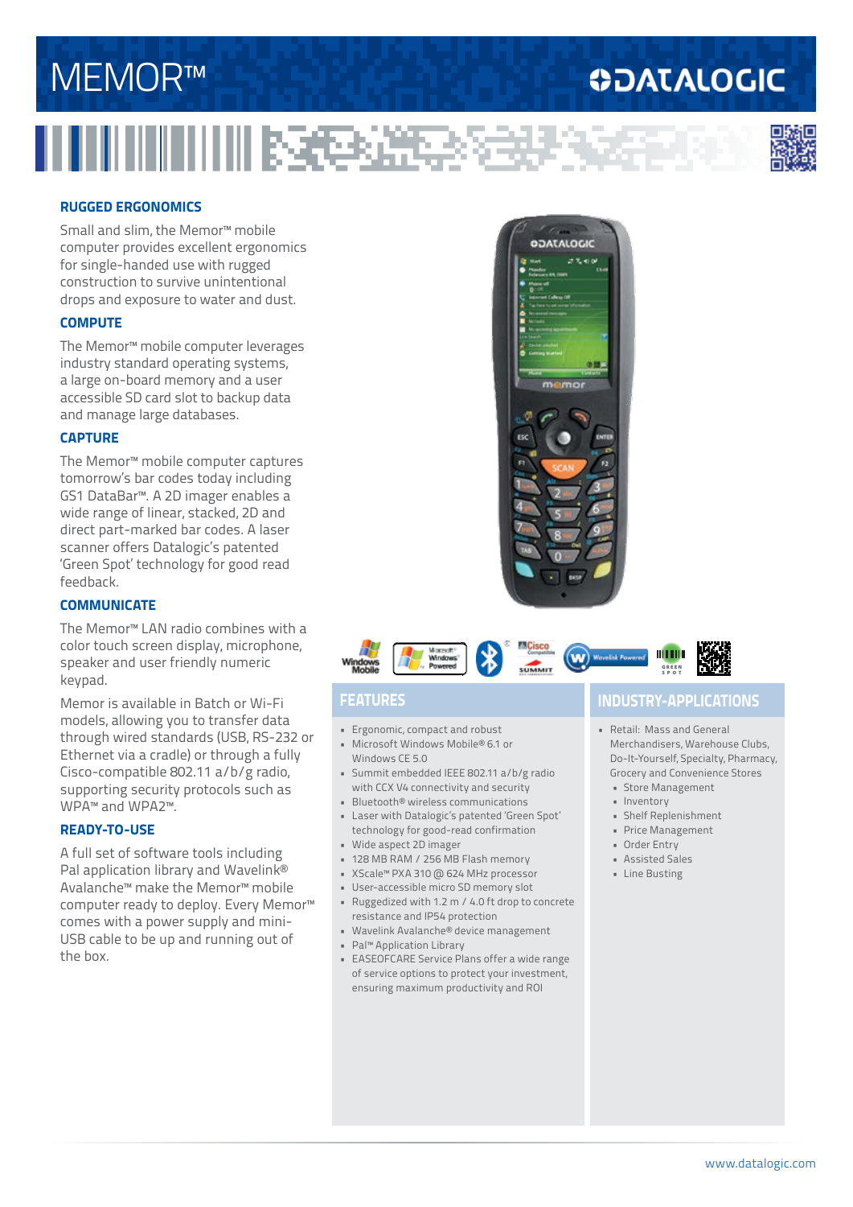# MEMOR™

DATALOGIC

## RUGGED ERGONOMICS

Small and slim, the Memor™ mobile computer provides excellent ergonomics for single-handed use with rugged construction to survive unintentional drops and exposure to water and dust.

## COMPUTE

The Memor™ mobile computer leverages industry standard operating systems, a large on-board memory and a user accessible SD card slot to backup data and manage large databases.

## CAPTURE

The Memor™ mobile computer captures tomorrow's bar codes today including GS1 DataBar™. A 2D imager enables a wide range of linear, stacked, 2D and direct part-marked bar codes. A laser scanner offers Datalogic's patented 'Green Spot' technology for good read feedback.

## COMMUNICATE

The Memor™ LAN radio combines with a color touch screen display, microphone, speaker and user friendly numeric keypad.

Memor is available in Batch or Wi-Fi models, allowing you to transfer data through wired standards (USB, RS-232 or Ethernet via a cradle) or through a fully Cisco-compatible 802.11 a/b/g radio, supporting security protocols such as WPA™ and WPA2™.

## READY-TO-USE

A full set of software tools including Pal application library and Wavelink® Avalanche™ make the Memor™ mobile computer ready to deploy. Every Memor™ comes with a power supply and mini-USB cable to be up and running out of the box.

## FEATURES

- Ergonomic, compact and robust
- Microsoft Windows Mobile® 6.1 or Windows CE 5.0
- Summit embedded IEEE 802.11 a/b/g radio with CCX V4 connectivity and security
- Bluetooth® wireless communications
- Laser with Datalogic's patented 'Green Spot' technology for good-read confirmation
- Wide aspect 2D imager
- 128 MB RAM / 256 MB Flash memory
- XScale™ PXA 310 @ 624 MHz processor
- User-accessible micro SD memory slot
- Ruggedized with 1.2 m / 4.0 ft drop to concrete resistance and IP54 protection
- Wavelink Avalanche® device management
- Pal™ Application Library
- EASEOFCARE Service Plans offer a wide range of service options to protect your investment, ensuring maximum productivity and ROI

## INDUSTRY-APPLICATIONS

- Retail: Mass and General Merchandisers, Warehouse Clubs, Do-It-Yourself, Specialty, Pharmacy, Grocery and Convenience Stores
  - Store Management
  - Inventory
  - Shelf Replenishment
  - Price Management
  - Order Entry
  - Assisted Sales
  - Line Busting

www.datalogic.com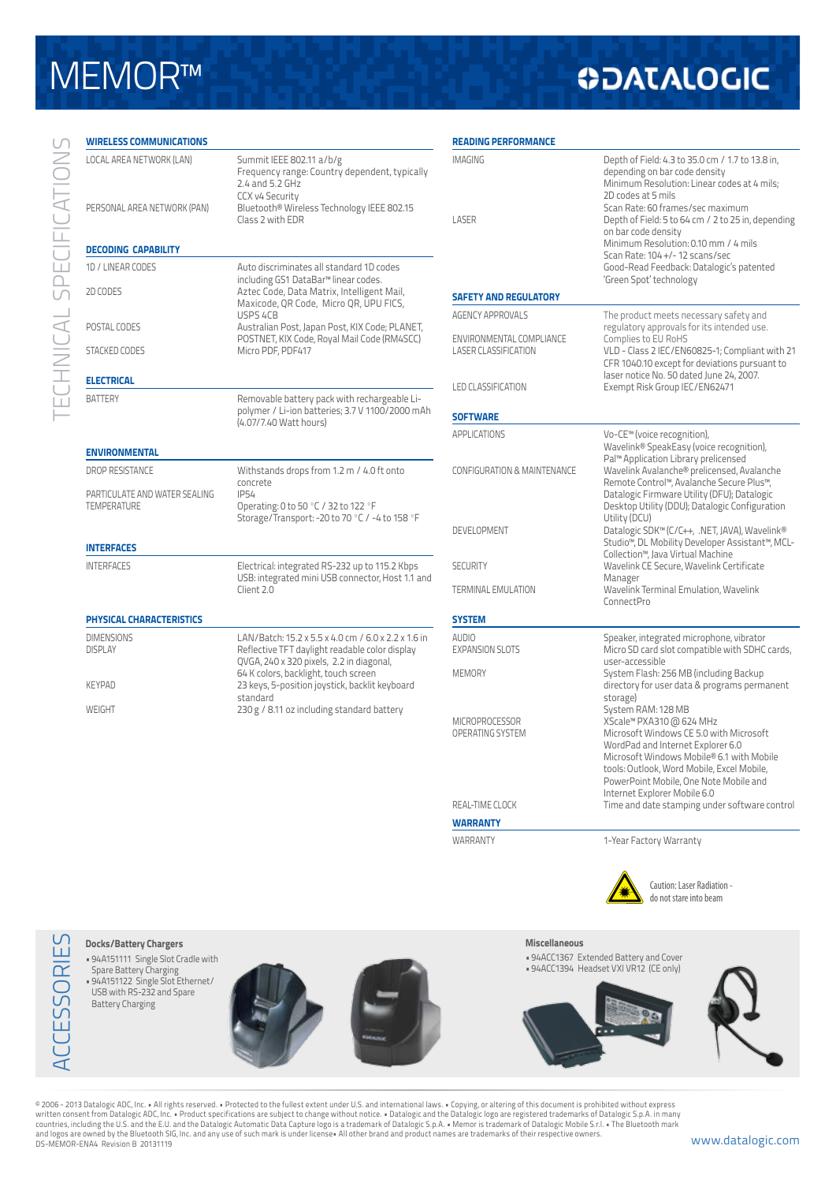# MEMOR™

# TECHNICAL SPECIFICATIONS

### WIRELESS COMMUNICATIONS

| | |
|---|---|
| LOCAL AREA NETWORK (LAN) | Summit IEEE 802.11 a/b/g<br>Frequency range: Country dependent, typically 2.4 and 5.2 GHz<br>CCX v4 Security |
| PERSONAL AREA NETWORK (PAN) | Bluetooth® Wireless Technology IEEE 802.15 Class 2 with EDR |

### DECODING CAPABILITY

| | |
|---|---|
| 1D / LINEAR CODES | Auto discriminates all standard 1D codes including GS1 DataBar™ linear codes. |
| 2D CODES | Aztec Code, Data Matrix, Intelligent Mail, Maxicode, QR Code, Micro QR, UPU FICS, USPS 4CB |
| POSTAL CODES | Australian Post, Japan Post, KIX Code; PLANET, POSTNET, KIX Code, Royal Mail Code (RM4SCC) |
| STACKED CODES | Micro PDF, PDF417 |

### ELECTRICAL

| | |
|---|---|
| BATTERY | Removable battery pack with rechargeable Li-polymer / Li-ion batteries; 3.7 V 1100/2000 mAh (4.07/7.40 Watt hours) |

### ENVIRONMENTAL

| | |
|---|---|
| DROP RESISTANCE | Withstands drops from 1.2 m / 4.0 ft onto concrete |
| PARTICULATE AND WATER SEALING | IP54 |
| TEMPERATURE | Operating: 0 to 50 °C / 32 to 122 °F<br>Storage/Transport: -20 to 70 °C / -4 to 158 °F |

### INTERFACES

| | |
|---|---|
| INTERFACES | Electrical: integrated RS-232 up to 115.2 Kbps<br>USB: integrated mini USB connector, Host 1.1 and Client 2.0 |

### PHYSICAL CHARACTERISTICS

| | |
|---|---|
| DIMENSIONS | LAN/Batch: 15.2 x 5.5 x 4.0 cm / 6.0 x 2.2 x 1.6 in |
| DISPLAY | Reflective TFT daylight readable color display QVGA, 240 x 320 pixels, 2.2 in diagonal, 64 K colors, backlight, touch screen |
| KEYPAD | 23 keys, 5-position joystick, backlit keyboard standard |
| WEIGHT | 230 g / 8.11 oz including standard battery |

### READING PERFORMANCE

| | |
|---|---|
| IMAGING | Depth of Field: 4.3 to 35.0 cm / 1.7 to 13.8 in, depending on bar code density<br>Minimum Resolution: Linear codes at 4 mils; 2D codes at 5 mils<br>Scan Rate: 60 frames/sec maximum |
| LASER | Depth of Field: 5 to 64 cm / 2 to 25 in, depending on bar code density<br>Minimum Resolution: 0.10 mm / 4 mils<br>Scan Rate: 104 +/- 12 scans/sec<br>Good-Read Feedback: Datalogic's patented 'Green Spot' technology |

### SAFETY AND REGULATORY

| | |
|---|---|
| AGENCY APPROVALS | The product meets necessary safety and regulatory approvals for its intended use. |
| ENVIRONMENTAL COMPLIANCE | Complies to EU RoHS |
| LASER CLASSIFICATION | VLD - Class 2 IEC/EN60825-1; Compliant with 21 CFR 1040.10 except for deviations pursuant to laser notice No. 50 dated June 24, 2007. |
| LED CLASSIFICATION | Exempt Risk Group IEC/EN62471 |

### SOFTWARE

| | |
|---|---|
| APPLICATIONS | Vo-CE™ (voice recognition), Wavelink® SpeakEasy (voice recognition), Pal™ Application Library prelicensed |
| CONFIGURATION & MAINTENANCE | Wavelink Avalanche® prelicensed, Avalanche Remote Control™, Avalanche Secure Plus™, Datalogic Firmware Utility (DFU); Datalogic Desktop Utility (DDU); Datalogic Configuration Utility (DCU) |
| DEVELOPMENT | Datalogic SDK™ (C/C++, .NET, JAVA), Wavelink® Studio™, DL Mobility Developer Assistant™, MCL-Collection™, Java Virtual Machine |
| SECURITY | Wavelink CE Secure, Wavelink Certificate Manager |
| TERMINAL EMULATION | Wavelink Terminal Emulation, Wavelink ConnectPro |

### SYSTEM

| | |
|---|---|
| AUDIO | Speaker, integrated microphone, vibrator |
| EXPANSION SLOTS | Micro SD card slot compatible with SDHC cards, user-accessible |
| MEMORY | System Flash: 256 MB (including Backup directory for user data & programs permanent storage)<br>System RAM: 128 MB |
| MICROPROCESSOR | XScale™ PXA310 @ 624 MHz |
| OPERATING SYSTEM | Microsoft Windows CE 5.0 with Microsoft WordPad and Internet Explorer 6.0<br>Microsoft Windows Mobile® 6.1 with Mobile tools: Outlook, Word Mobile, Excel Mobile, PowerPoint Mobile, One Note Mobile and Internet Explorer Mobile 6.0 |
| REAL-TIME CLOCK | Time and date stamping under software control |

### WARRANTY

| | |
|---|---|
| WARRANTY | 1-Year Factory Warranty |

Caution: Laser Radiation - do not stare into beam

# ACCESSORIES

**Docks/Battery Chargers**

- 94A151111 Single Slot Cradle with Spare Battery Charging
- 94A151122 Single Slot Ethernet/ USB with RS-232 and Spare Battery Charging

**Miscellaneous**

- 94ACC1367 Extended Battery and Cover
- 94ACC1394 Headset VXI VR12 (CE only)

© 2006 - 2013 Datalogic ADC, Inc. • All rights reserved. • Protected to the fullest extent under U.S. and international laws. • Copying, or altering of this document is prohibited without express written consent from Datalogic ADC, Inc. • Product specifications are subject to change without notice. • Datalogic and the Datalogic logo are registered trademarks of Datalogic S.p.A. in many countries, including the U.S. and the E.U. and the Datalogic Automatic Data Capture logo is a trademark of Datalogic S.p.A. • Memor is trademark of Datalogic Mobile S.r.l. • The Bluetooth mark and logos are owned by the Bluetooth SIG, Inc. and any use of such mark is under license• All other brand and product names are trademarks of their respective owners.
DS-MEMOR-ENA4 Revision B 20131119

www.datalogic.com